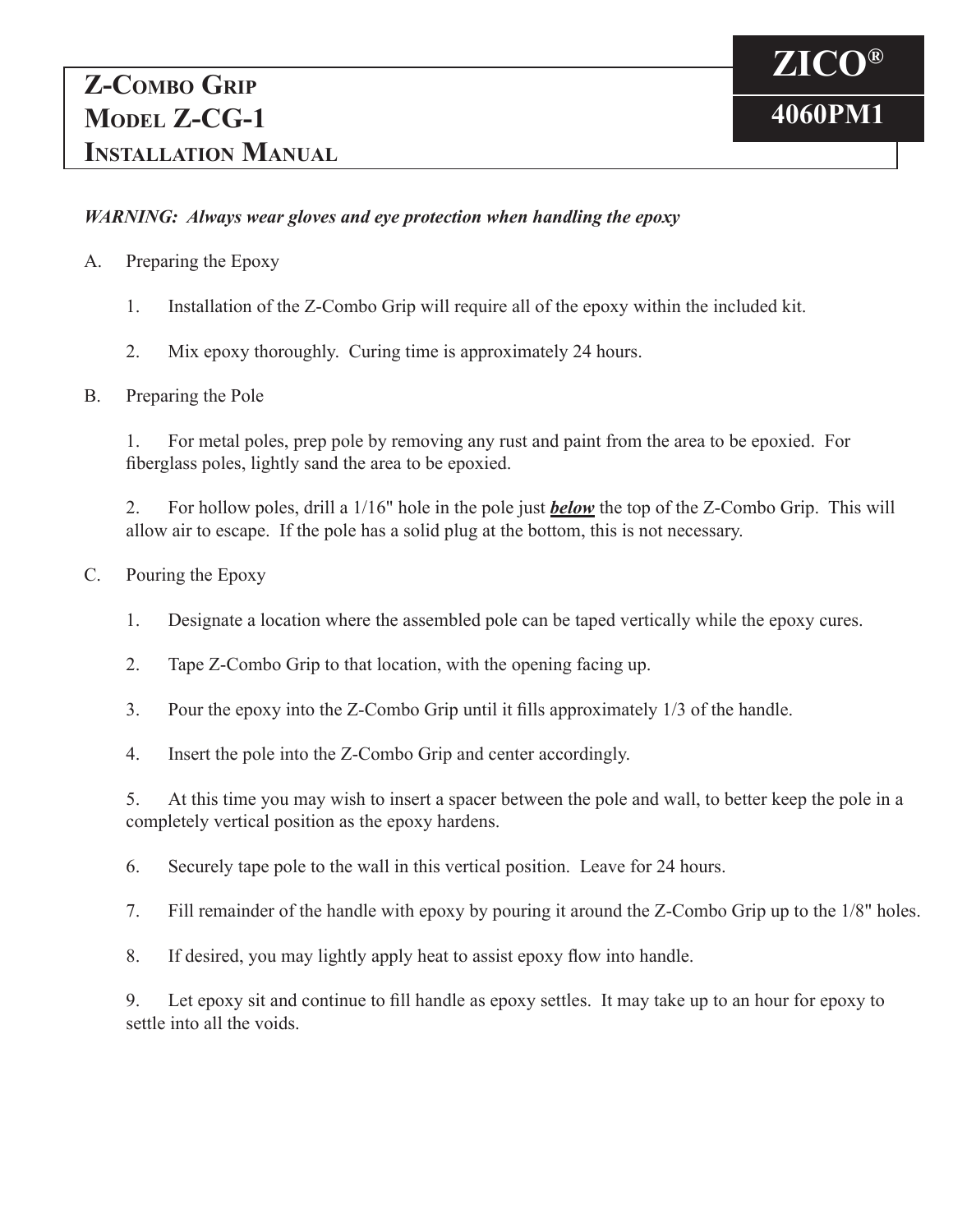# Z-Combo Grip
# Model Z-CG-1
# Installation Manual

**ZICO®**

**4060PM1**

***WARNING: Always wear gloves and eye protection when handling the epoxy***

A. Preparing the Epoxy

1. Installation of the Z-Combo Grip will require all of the epoxy within the included kit.

2. Mix epoxy thoroughly. Curing time is approximately 24 hours.

B. Preparing the Pole

1. For metal poles, prep pole by removing any rust and paint from the area to be epoxied. For fiberglass poles, lightly sand the area to be epoxied.

2. For hollow poles, drill a 1/16" hole in the pole just ***below*** the top of the Z-Combo Grip. This will allow air to escape. If the pole has a solid plug at the bottom, this is not necessary.

C. Pouring the Epoxy

1. Designate a location where the assembled pole can be taped vertically while the epoxy cures.

2. Tape Z-Combo Grip to that location, with the opening facing up.

3. Pour the epoxy into the Z-Combo Grip until it fills approximately 1/3 of the handle.

4. Insert the pole into the Z-Combo Grip and center accordingly.

5. At this time you may wish to insert a spacer between the pole and wall, to better keep the pole in a completely vertical position as the epoxy hardens.

6. Securely tape pole to the wall in this vertical position. Leave for 24 hours.

7. Fill remainder of the handle with epoxy by pouring it around the Z-Combo Grip up to the 1/8" holes.

8. If desired, you may lightly apply heat to assist epoxy flow into handle.

9. Let epoxy sit and continue to fill handle as epoxy settles. It may take up to an hour for epoxy to settle into all the voids.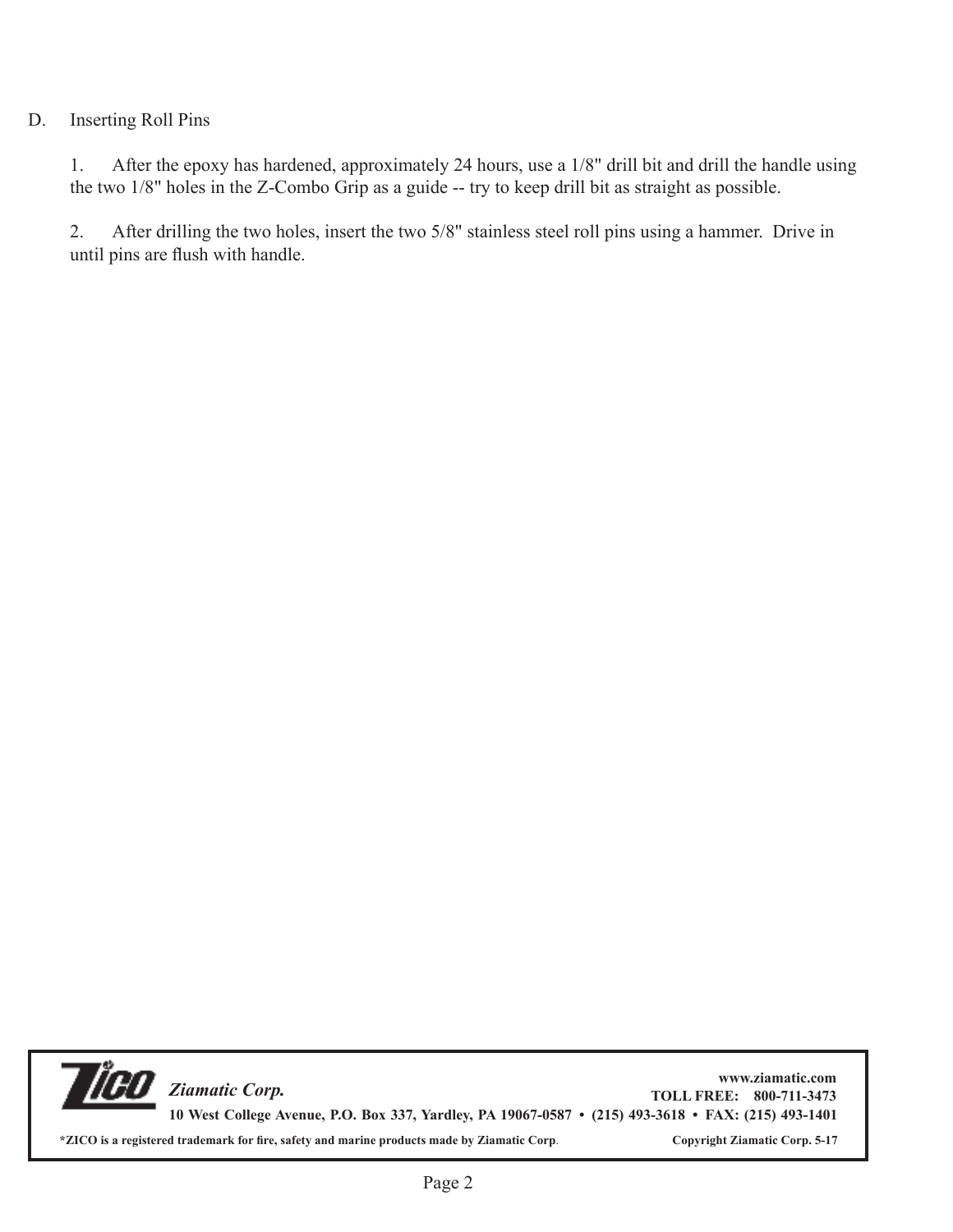D. Inserting Roll Pins

1. After the epoxy has hardened, approximately 24 hours, use a 1/8" drill bit and drill the handle using the two 1/8" holes in the Z-Combo Grip as a guide -- try to keep drill bit as straight as possible.

2. After drilling the two holes, insert the two 5/8" stainless steel roll pins using a hammer. Drive in until pins are flush with handle.

**ZICO** *Ziamatic Corp.*

**www.ziamatic.com**
**TOLL FREE: 800-711-3473**
**10 West College Avenue, P.O. Box 337, Yardley, PA 19067-0587 • (215) 493-3618 • FAX: (215) 493-1401**

**\*ZICO is a registered trademark for fire, safety and marine products made by Ziamatic Corp.** **Copyright Ziamatic Corp. 5-17**